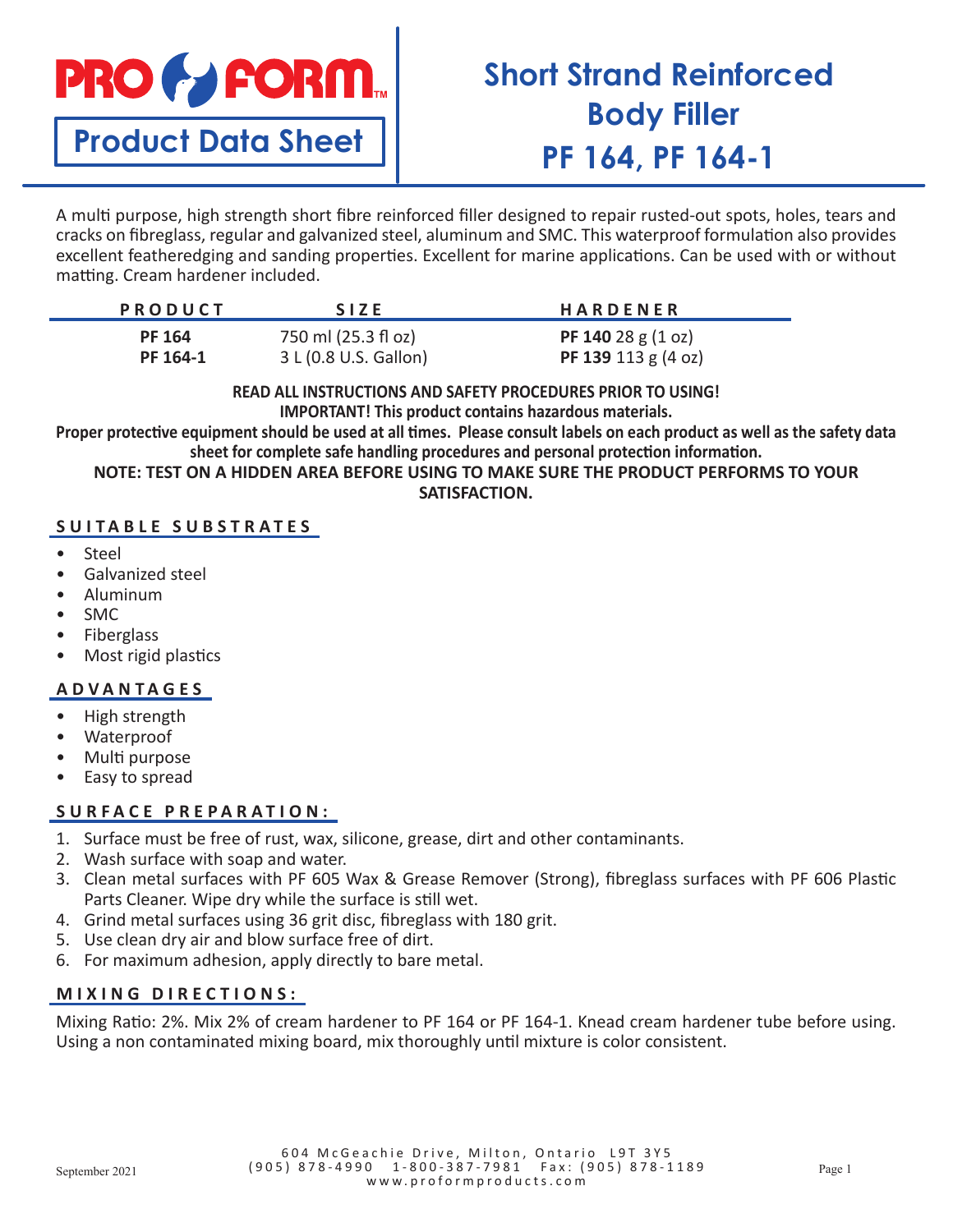PRO FORM™

**Product Data Sheet**

# Short Strand Reinforced Body Filler PF 164, PF 164-1

A multi purpose, high strength short fibre reinforced filler designed to repair rusted-out spots, holes, tears and cracks on fibreglass, regular and galvanized steel, aluminum and SMC. This waterproof formulation also provides excellent featheredging and sanding properties. Excellent for marine applications. Can be used with or without matting. Cream hardener included.

| PRODUCT | SIZE | HARDENER |
|---|---|---|
| **PF 164** | 750 ml (25.3 fl oz) | **PF 140** 28 g (1 oz) |
| **PF 164-1** | 3 L (0.8 U.S. Gallon) | **PF 139** 113 g (4 oz) |

**READ ALL INSTRUCTIONS AND SAFETY PROCEDURES PRIOR TO USING!**
**IMPORTANT! This product contains hazardous materials.**
**Proper protective equipment should be used at all times. Please consult labels on each product as well as the safety data sheet for complete safe handling procedures and personal protection information.**
**NOTE: TEST ON A HIDDEN AREA BEFORE USING TO MAKE SURE THE PRODUCT PERFORMS TO YOUR SATISFACTION.**

## SUITABLE SUBSTRATES

- Steel
- Galvanized steel
- Aluminum
- SMC
- Fiberglass
- Most rigid plastics

## ADVANTAGES

- High strength
- Waterproof
- Multi purpose
- Easy to spread

## SURFACE PREPARATION:

1. Surface must be free of rust, wax, silicone, grease, dirt and other contaminants.
2. Wash surface with soap and water.
3. Clean metal surfaces with PF 605 Wax & Grease Remover (Strong), fibreglass surfaces with PF 606 Plastic Parts Cleaner. Wipe dry while the surface is still wet.
4. Grind metal surfaces using 36 grit disc, fibreglass with 180 grit.
5. Use clean dry air and blow surface free of dirt.
6. For maximum adhesion, apply directly to bare metal.

## MIXING DIRECTIONS:

Mixing Ratio: 2%. Mix 2% of cream hardener to PF 164 or PF 164-1. Knead cream hardener tube before using. Using a non contaminated mixing board, mix thoroughly until mixture is color consistent.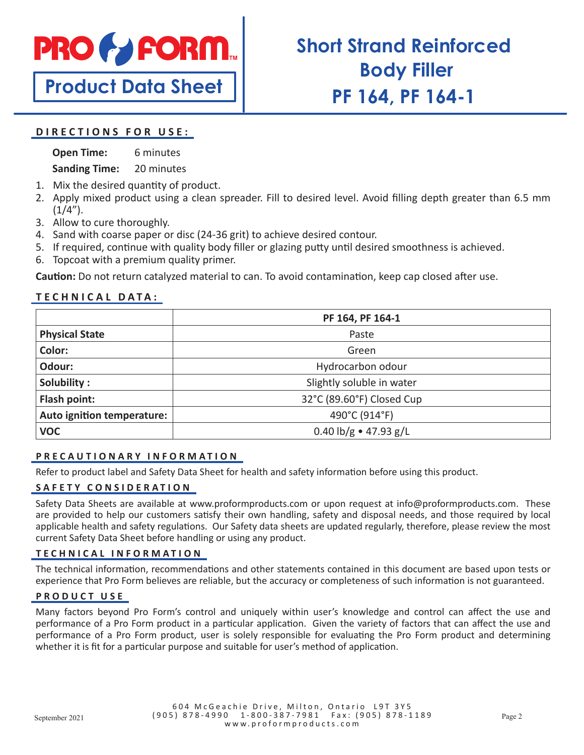# PRO FORM

**Product Data Sheet**

# Short Strand Reinforced Body Filler
# PF 164, PF 164-1

## DIRECTIONS FOR USE:

**Open Time:** 6 minutes

**Sanding Time:** 20 minutes

1. Mix the desired quantity of product.
2. Apply mixed product using a clean spreader. Fill to desired level. Avoid filling depth greater than 6.5 mm (1/4").
3. Allow to cure thoroughly.
4. Sand with coarse paper or disc (24-36 grit) to achieve desired contour.
5. If required, continue with quality body filler or glazing putty until desired smoothness is achieved.
6. Topcoat with a premium quality primer.

**Caution:** Do not return catalyzed material to can. To avoid contamination, keep cap closed after use.

## TECHNICAL DATA:

| | PF 164, PF 164-1 |
|---|---|
| **Physical State** | Paste |
| **Color:** | Green |
| **Odour:** | Hydrocarbon odour |
| **Solubility :** | Slightly soluble in water |
| **Flash point:** | 32°C (89.60°F) Closed Cup |
| **Auto ignition temperature:** | 490°C (914°F) |
| **VOC** | 0.40 lb/g • 47.93 g/L |

## PRECAUTIONARY INFORMATION

Refer to product label and Safety Data Sheet for health and safety information before using this product.

## SAFETY CONSIDERATION

Safety Data Sheets are available at www.proformproducts.com or upon request at info@proformproducts.com. These are provided to help our customers satisfy their own handling, safety and disposal needs, and those required by local applicable health and safety regulations. Our Safety data sheets are updated regularly, therefore, please review the most current Safety Data Sheet before handling or using any product.

## TECHNICAL INFORMATION

The technical information, recommendations and other statements contained in this document are based upon tests or experience that Pro Form believes are reliable, but the accuracy or completeness of such information is not guaranteed.

## PRODUCT USE

Many factors beyond Pro Form's control and uniquely within user's knowledge and control can affect the use and performance of a Pro Form product in a particular application. Given the variety of factors that can affect the use and performance of a Pro Form product, user is solely responsible for evaluating the Pro Form product and determining whether it is fit for a particular purpose and suitable for user's method of application.

September 2021

604 McGeachie Drive, Milton, Ontario L9T 3Y5
(905) 878-4990 1-800-387-7981 Fax: (905) 878-1189
www.proformproducts.com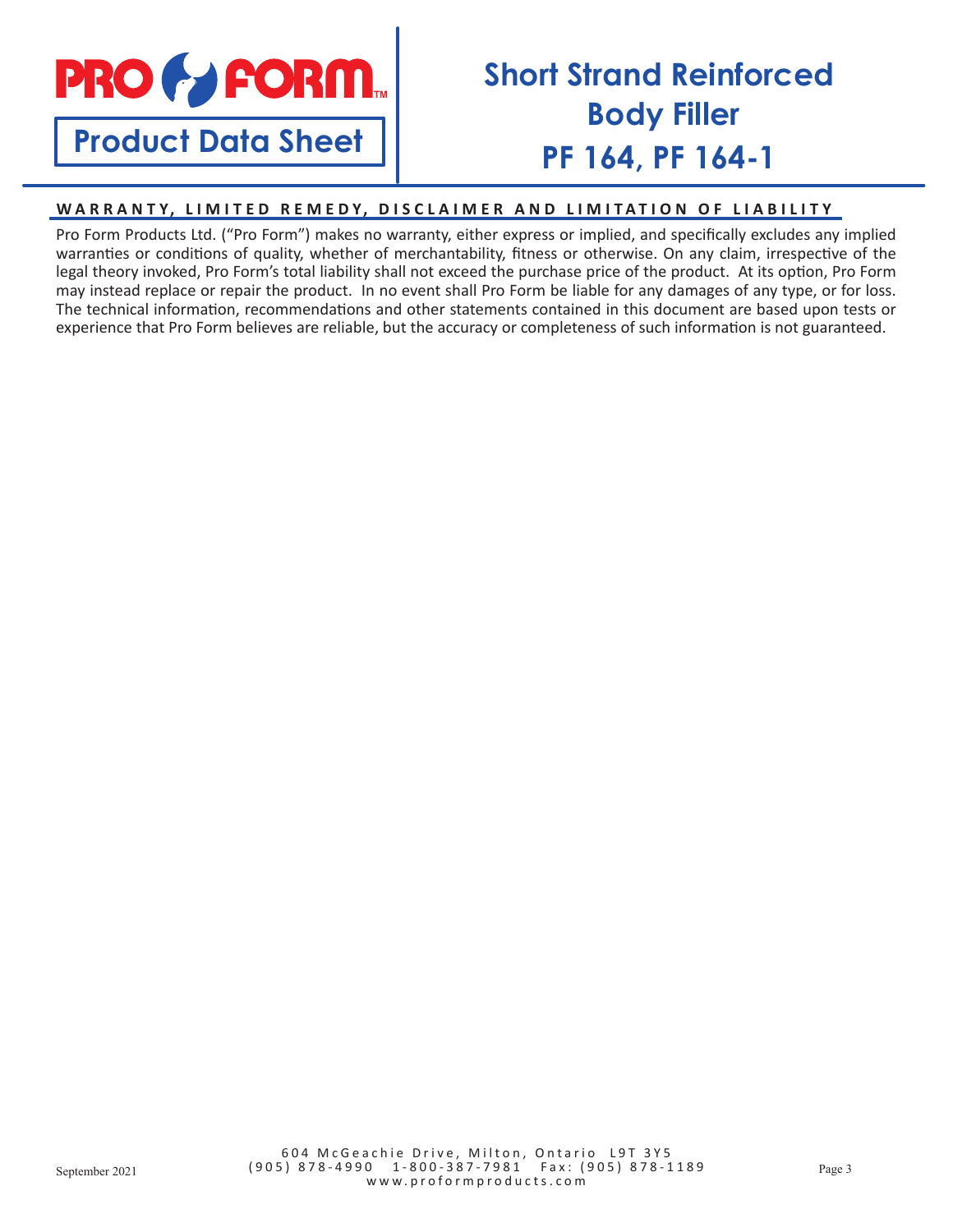## WARRANTY, LIMITED REMEDY, DISCLAIMER AND LIMITATION OF LIABILITY

Pro Form Products Ltd. ("Pro Form") makes no warranty, either express or implied, and specifically excludes any implied warranties or conditions of quality, whether of merchantability, fitness or otherwise. On any claim, irrespective of the legal theory invoked, Pro Form's total liability shall not exceed the purchase price of the product. At its option, Pro Form may instead replace or repair the product. In no event shall Pro Form be liable for any damages of any type, or for loss. The technical information, recommendations and other statements contained in this document are based upon tests or experience that Pro Form believes are reliable, but the accuracy or completeness of such information is not guaranteed.